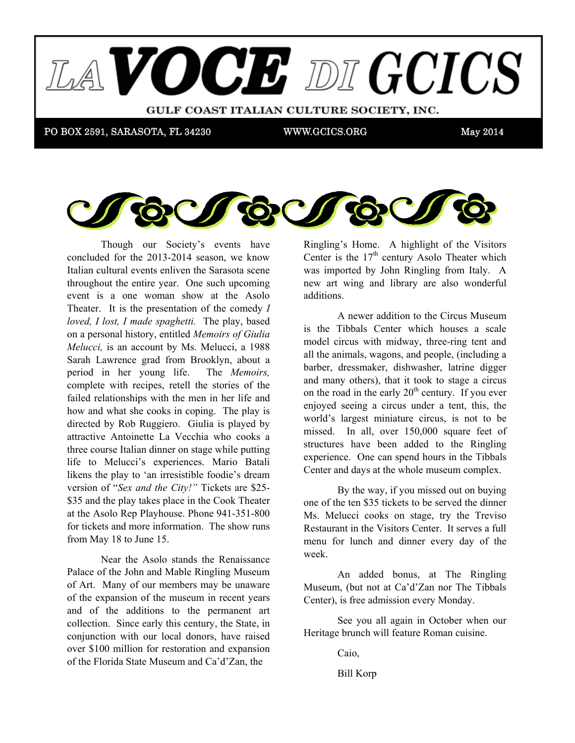# LA VOCE DI GCICS

**GULF COAST ITALIAN CULTURE SOCIETY, INC.**

PO BOX 2591, SARASOTA, FL 34230 WWW.GCICS.ORG May 2014

Though our Society's events have concluded for the 2013-2014 season, we know Italian cultural events enliven the Sarasota scene throughout the entire year. One such upcoming event is a one woman show at the Asolo Theater. It is the presentation of the comedy *I loved, I lost, I made spaghetti.* The play, based on a personal history, entitled *Memoirs of Giulia Melucci,* is an account by Ms. Melucci, a 1988 Sarah Lawrence grad from Brooklyn, about a period in her young life. The *Memoirs,* complete with recipes, retell the stories of the failed relationships with the men in her life and how and what she cooks in coping. The play is directed by Rob Ruggiero. Giulia is played by attractive Antoinette La Vecchia who cooks a three course Italian dinner on stage while putting life to Melucci's experiences. Mario Batali likens the play to 'an irresistible foodie's dream version of "*Sex and the City!"* Tickets are $25-$35 and the play takes place in the Cook Theater at the Asolo Rep Playhouse. Phone 941-351-800 for tickets and more information. The show runs from May 18 to June 15.

Near the Asolo stands the Renaissance Palace of the John and Mable Ringling Museum of Art. Many of our members may be unaware of the expansion of the museum in recent years and of the additions to the permanent art collection. Since early this century, the State, in conjunction with our local donors, have raised over $100 million for restoration and expansion of the Florida State Museum and Ca'd'Zan, the Ringling's Home. A highlight of the Visitors Center is the 17th century Asolo Theater which was imported by John Ringling from Italy. A new art wing and library are also wonderful additions.

A newer addition to the Circus Museum is the Tibbals Center which houses a scale model circus with midway, three-ring tent and all the animals, wagons, and people, (including a barber, dressmaker, dishwasher, latrine digger and many others), that it took to stage a circus on the road in the early 20th century. If you ever enjoyed seeing a circus under a tent, this, the world's largest miniature circus, is not to be missed. In all, over 150,000 square feet of structures have been added to the Ringling experience. One can spend hours in the Tibbals Center and days at the whole museum complex.

By the way, if you missed out on buying one of the ten $35 tickets to be served the dinner Ms. Melucci cooks on stage, try the Treviso Restaurant in the Visitors Center. It serves a full menu for lunch and dinner every day of the week.

An added bonus, at The Ringling Museum, (but not at Ca'd'Zan nor The Tibbals Center), is free admission every Monday.

See you all again in October when our Heritage brunch will feature Roman cuisine.

Caio,

Bill Korp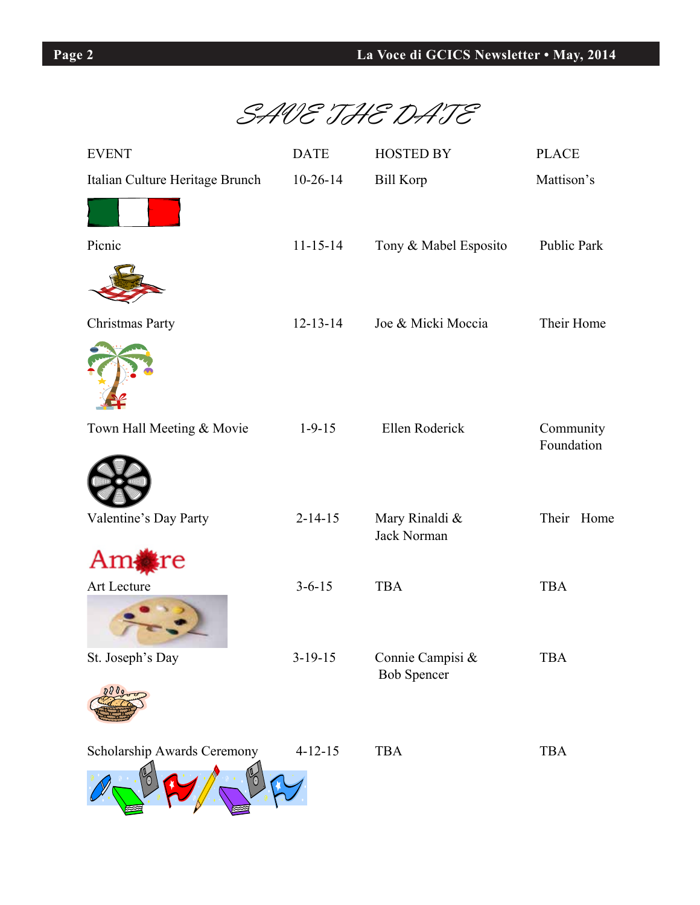# SAVE THE DATE

| EVENT | DATE | HOSTED BY | PLACE |
|---|---|---|---|
| Italian Culture Heritage Brunch | 10-26-14 | Bill Korp | Mattison's |
| Picnic | 11-15-14 | Tony & Mabel Esposito | Public Park |
| Christmas Party | 12-13-14 | Joe & Micki Moccia | Their Home |
| Town Hall Meeting & Movie | 1-9-15 | Ellen Roderick | Community Foundation |
| Valentine's Day Party | 2-14-15 | Mary Rinaldi & Jack Norman | Their Home |
| Art Lecture | 3-6-15 | TBA | TBA |
| St. Joseph's Day | 3-19-15 | Connie Campisi & Bob Spencer | TBA |
| Scholarship Awards Ceremony | 4-12-15 | TBA | TBA |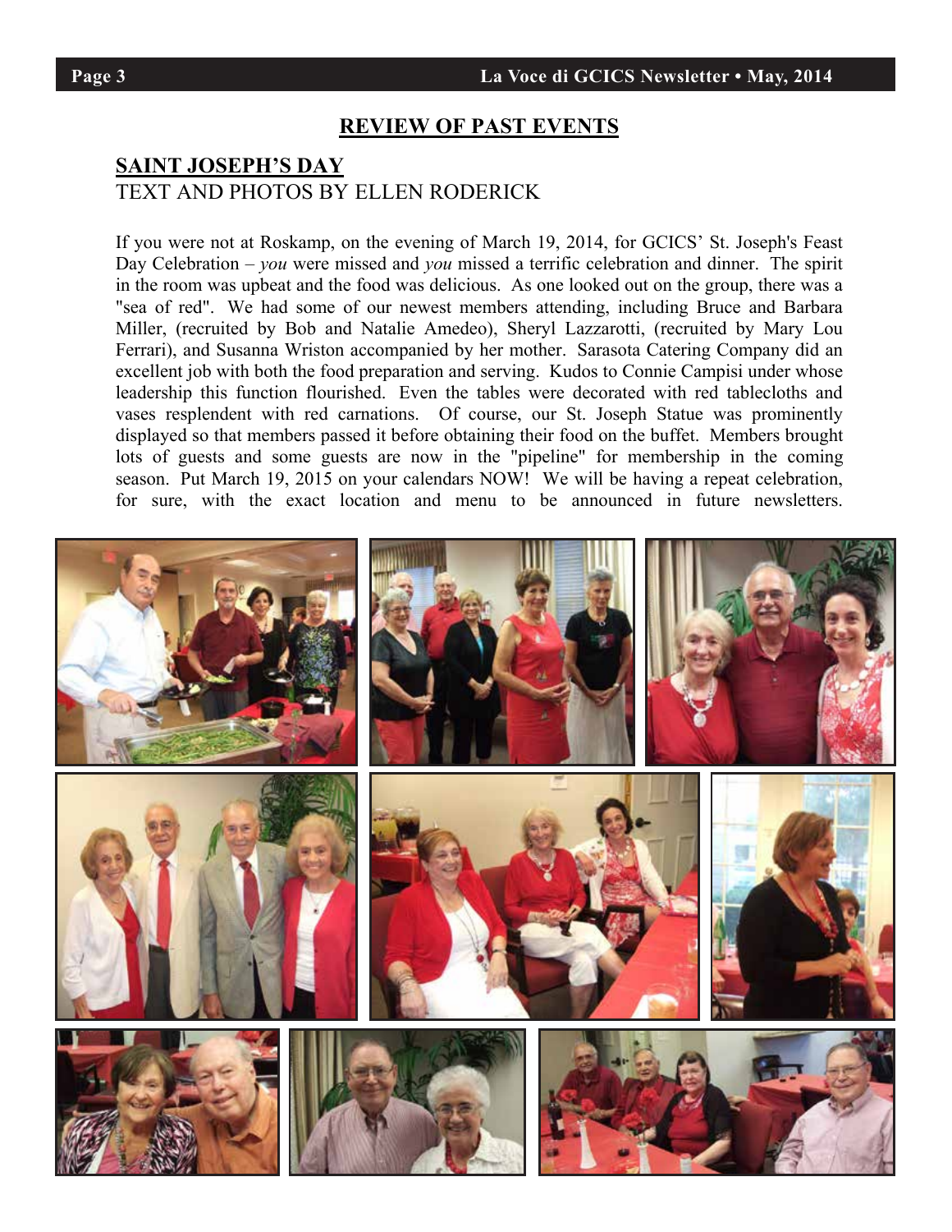## REVIEW OF PAST EVENTS

### SAINT JOSEPH'S DAY

TEXT AND PHOTOS BY ELLEN RODERICK

If you were not at Roskamp, on the evening of March 19, 2014, for GCICS' St. Joseph's Feast Day Celebration – *you* were missed and *you* missed a terrific celebration and dinner. The spirit in the room was upbeat and the food was delicious. As one looked out on the group, there was a "sea of red". We had some of our newest members attending, including Bruce and Barbara Miller, (recruited by Bob and Natalie Amedeo), Sheryl Lazzarotti, (recruited by Mary Lou Ferrari), and Susanna Wriston accompanied by her mother. Sarasota Catering Company did an excellent job with both the food preparation and serving. Kudos to Connie Campisi under whose leadership this function flourished. Even the tables were decorated with red tablecloths and vases resplendent with red carnations. Of course, our St. Joseph Statue was prominently displayed so that members passed it before obtaining their food on the buffet. Members brought lots of guests and some guests are now in the "pipeline" for membership in the coming season. Put March 19, 2015 on your calendars NOW! We will be having a repeat celebration, for sure, with the exact location and menu to be announced in future newsletters.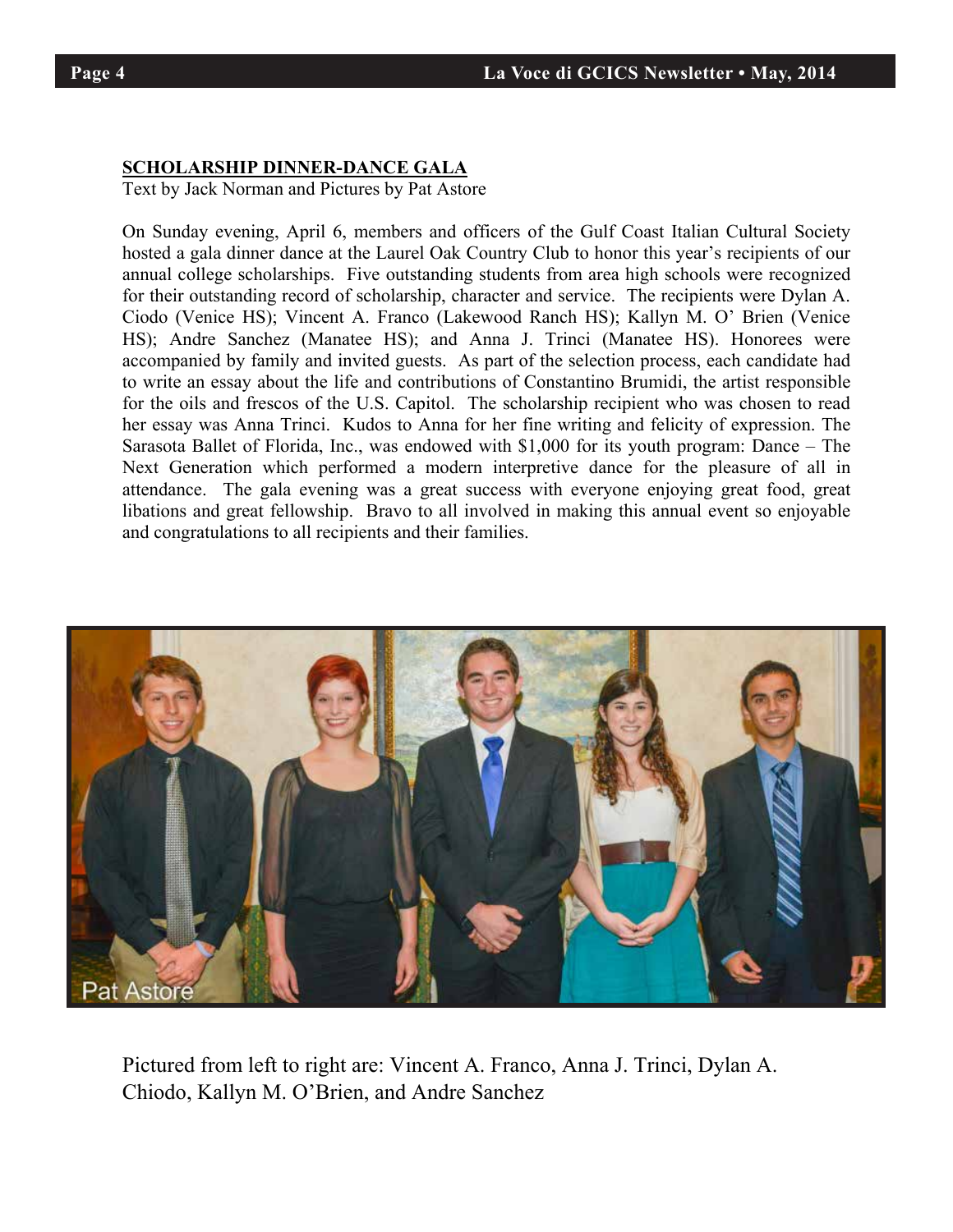**SCHOLARSHIP DINNER-DANCE GALA**

Text by Jack Norman and Pictures by Pat Astore

On Sunday evening, April 6, members and officers of the Gulf Coast Italian Cultural Society hosted a gala dinner dance at the Laurel Oak Country Club to honor this year's recipients of our annual college scholarships. Five outstanding students from area high schools were recognized for their outstanding record of scholarship, character and service. The recipients were Dylan A. Ciodo (Venice HS); Vincent A. Franco (Lakewood Ranch HS); Kallyn M. O' Brien (Venice HS); Andre Sanchez (Manatee HS); and Anna J. Trinci (Manatee HS). Honorees were accompanied by family and invited guests. As part of the selection process, each candidate had to write an essay about the life and contributions of Constantino Brumidi, the artist responsible for the oils and frescos of the U.S. Capitol. The scholarship recipient who was chosen to read her essay was Anna Trinci. Kudos to Anna for her fine writing and felicity of expression. The Sarasota Ballet of Florida, Inc., was endowed with $1,000 for its youth program: Dance – The Next Generation which performed a modern interpretive dance for the pleasure of all in attendance. The gala evening was a great success with everyone enjoying great food, great libations and great fellowship. Bravo to all involved in making this annual event so enjoyable and congratulations to all recipients and their families.

Pictured from left to right are: Vincent A. Franco, Anna J. Trinci, Dylan A. Chiodo, Kallyn M. O'Brien, and Andre Sanchez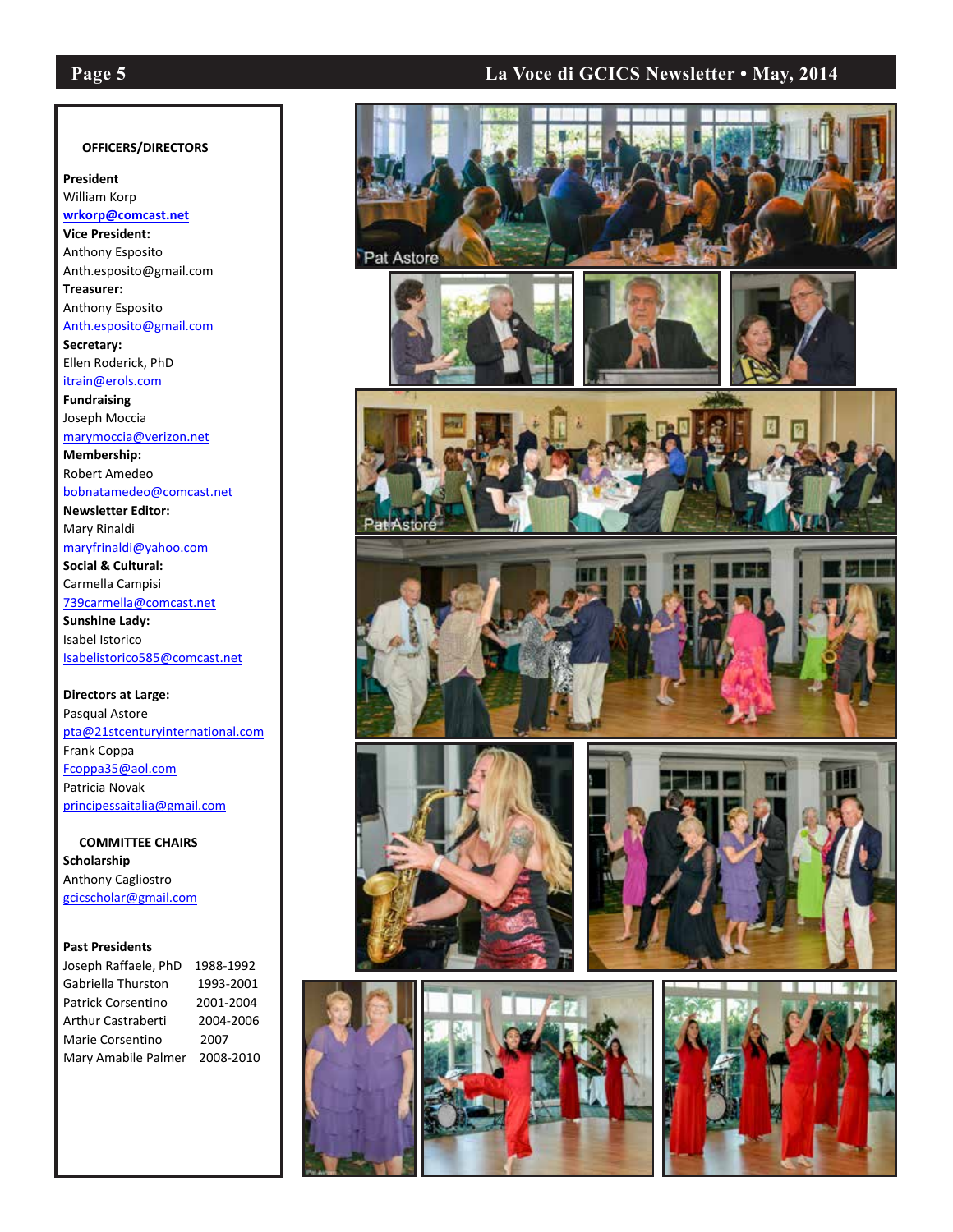### OFFICERS/DIRECTORS

**President**
William Korp
wrkorp@comcast.net

**Vice President:**
Anthony Esposito
Anth.esposito@gmail.com

**Treasurer:**
Anthony Esposito
Anth.esposito@gmail.com

**Secretary:**
Ellen Roderick, PhD
itrain@erols.com

**Fundraising**
Joseph Moccia
marymoccia@verizon.net

**Membership:**
Robert Amedeo
bobnatamedeo@comcast.net

**Newsletter Editor:**
Mary Rinaldi
maryfrinaldi@yahoo.com

**Social & Cultural:**
Carmella Campisi
739carmella@comcast.net

**Sunshine Lady:**
Isabel Istorico
Isabelistorico585@comcast.net

**Directors at Large:**
Pasqual Astore
pta@21stcenturyinternational.com
Frank Coppa
Fcoppa35@aol.com
Patricia Novak
principessaitalia@gmail.com

### COMMITTEE CHAIRS

**Scholarship**
Anthony Cagliostro
gcicscholar@gmail.com

**Past Presidents**

| | |
|---|---|
| Joseph Raffaele, PhD | 1988-1992 |
| Gabriella Thurston | 1993-2001 |
| Patrick Corsentino | 2001-2004 |
| Arthur Castraberti | 2004-2006 |
| Marie Corsentino | 2007 |
| Mary Amabile Palmer | 2008-2010 |

Pat Astore

Pat Astore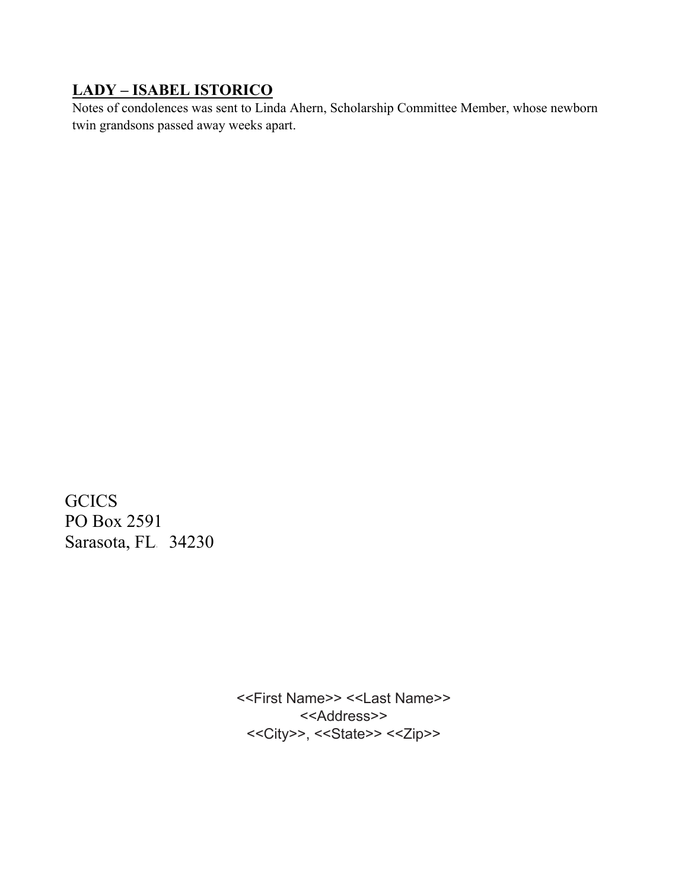**LADY – ISABEL ISTORICO**

Notes of condolences was sent to Linda Ahern, Scholarship Committee Member, whose newborn twin grandsons passed away weeks apart.

GCICS
PO Box 2591
Sarasota, FL. 34230

<<First Name>> <<Last Name>>
<<Address>>
<<City>>, <<State>> <<Zip>>